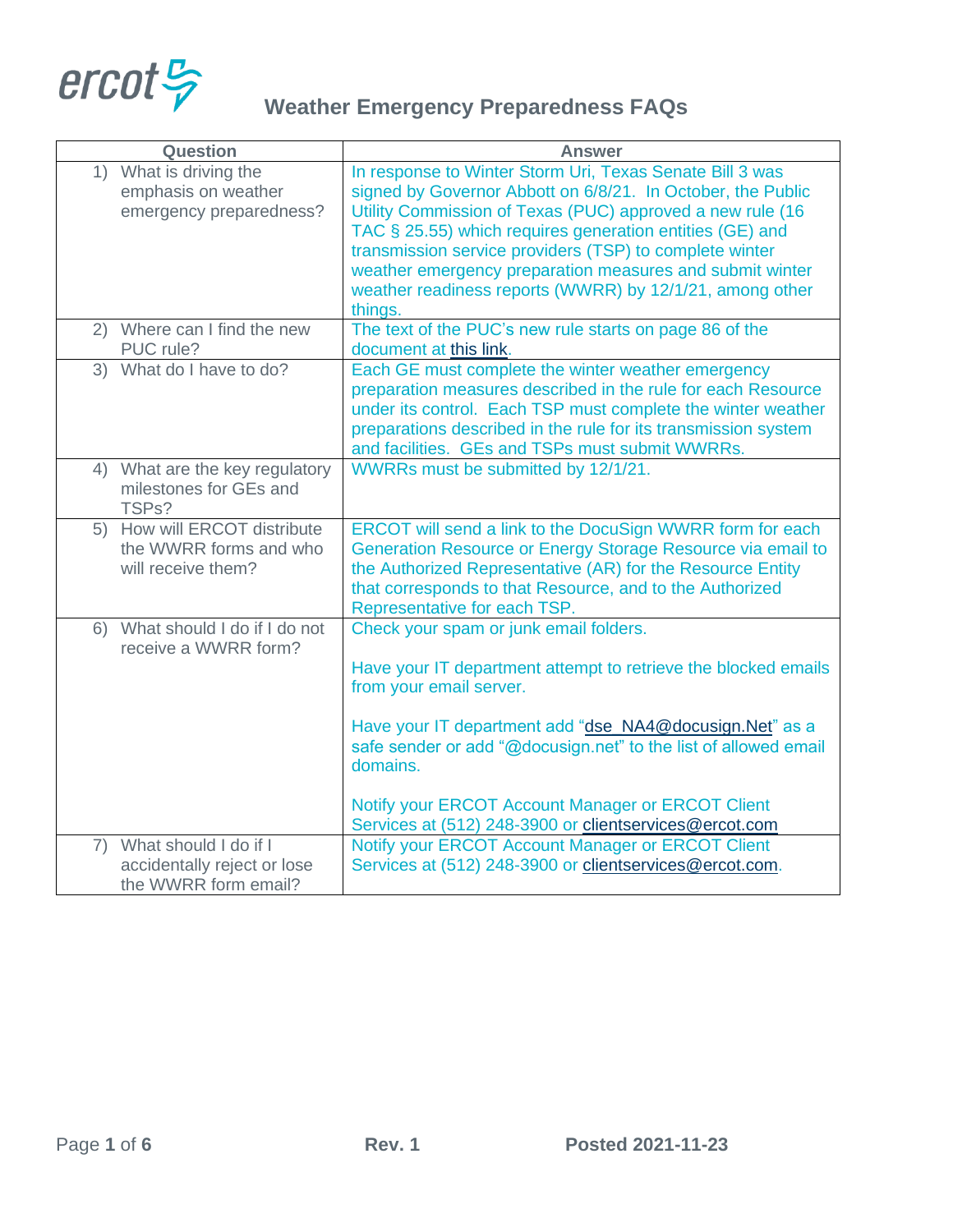# Weather Emergency Preparedness FAQs

| Question | Answer |
|---|---|
| 1) What is driving the emphasis on weather emergency preparedness? | In response to Winter Storm Uri, Texas Senate Bill 3 was signed by Governor Abbott on 6/8/21. In October, the Public Utility Commission of Texas (PUC) approved a new rule (16 TAC § 25.55) which requires generation entities (GE) and transmission service providers (TSP) to complete winter weather emergency preparation measures and submit winter weather readiness reports (WWRR) by 12/1/21, among other things. |
| 2) Where can I find the new PUC rule? | The text of the PUC's new rule starts on page 86 of the document at this link. |
| 3) What do I have to do? | Each GE must complete the winter weather emergency preparation measures described in the rule for each Resource under its control. Each TSP must complete the winter weather preparations described in the rule for its transmission system and facilities. GEs and TSPs must submit WWRRs. |
| 4) What are the key regulatory milestones for GEs and TSPs? | WWRRs must be submitted by 12/1/21. |
| 5) How will ERCOT distribute the WWRR forms and who will receive them? | ERCOT will send a link to the DocuSign WWRR form for each Generation Resource or Energy Storage Resource via email to the Authorized Representative (AR) for the Resource Entity that corresponds to that Resource, and to the Authorized Representative for each TSP. |
| 6) What should I do if I do not receive a WWRR form? | Check your spam or junk email folders.<br><br>Have your IT department attempt to retrieve the blocked emails from your email server.<br><br>Have your IT department add "dse_NA4@docusign.Net" as a safe sender or add "@docusign.net" to the list of allowed email domains.<br><br>Notify your ERCOT Account Manager or ERCOT Client Services at (512) 248-3900 or clientservices@ercot.com |
| 7) What should I do if I accidentally reject or lose the WWRR form email? | Notify your ERCOT Account Manager or ERCOT Client Services at (512) 248-3900 or clientservices@ercot.com. |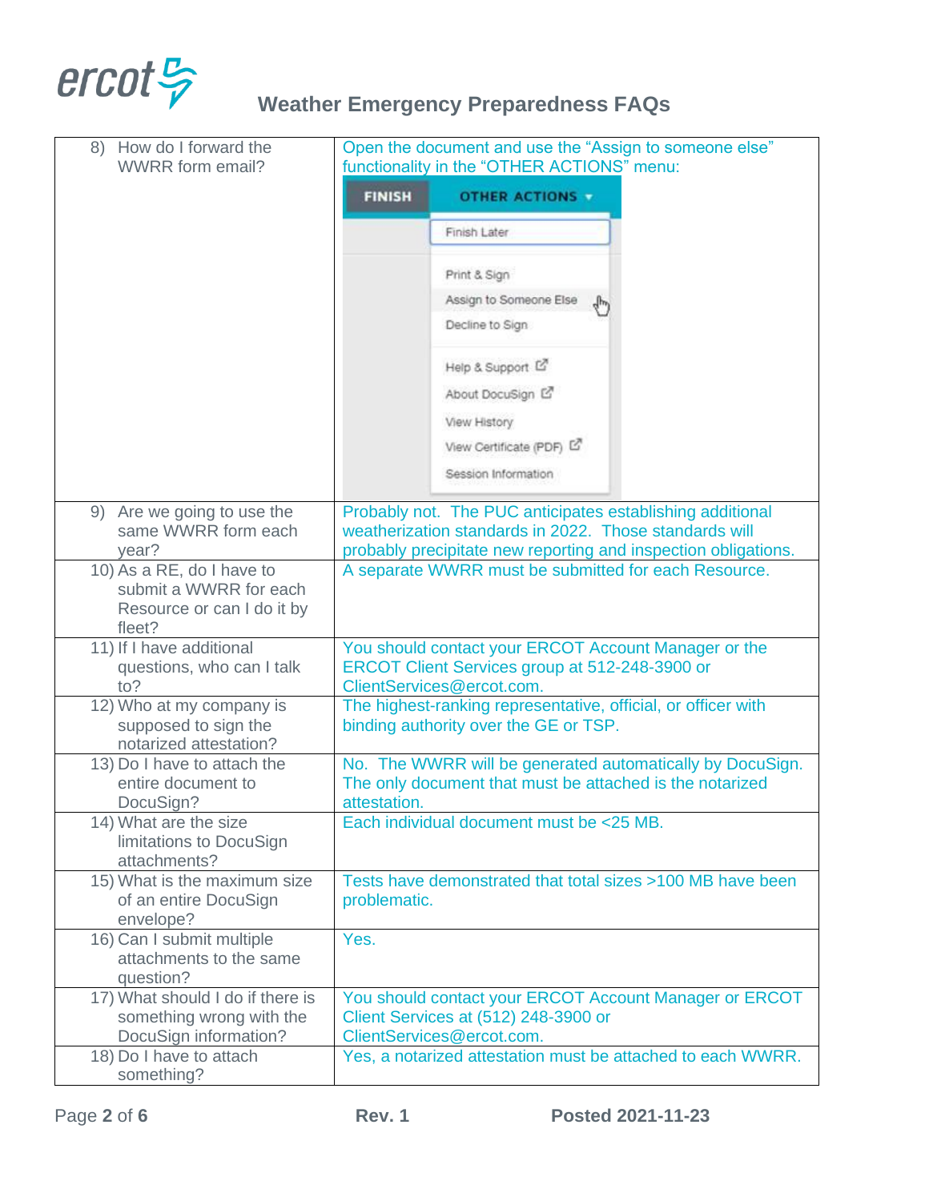| | |
|---|---|
| 8) How do I forward the WWRR form email? | Open the document and use the "Assign to someone else" functionality in the "OTHER ACTIONS" menu: |
| 9) Are we going to use the same WWRR form each year? | Probably not. The PUC anticipates establishing additional weatherization standards in 2022. Those standards will probably precipitate new reporting and inspection obligations. |
| 10) As a RE, do I have to submit a WWRR for each Resource or can I do it by fleet? | A separate WWRR must be submitted for each Resource. |
| 11) If I have additional questions, who can I talk to? | You should contact your ERCOT Account Manager or the ERCOT Client Services group at 512-248-3900 or ClientServices@ercot.com. |
| 12) Who at my company is supposed to sign the notarized attestation? | The highest-ranking representative, official, or officer with binding authority over the GE or TSP. |
| 13) Do I have to attach the entire document to DocuSign? | No. The WWRR will be generated automatically by DocuSign. The only document that must be attached is the notarized attestation. |
| 14) What are the size limitations to DocuSign attachments? | Each individual document must be <25 MB. |
| 15) What is the maximum size of an entire DocuSign envelope? | Tests have demonstrated that total sizes >100 MB have been problematic. |
| 16) Can I submit multiple attachments to the same question? | Yes. |
| 17) What should I do if there is something wrong with the DocuSign information? | You should contact your ERCOT Account Manager or ERCOT Client Services at (512) 248-3900 or ClientServices@ercot.com. |
| 18) Do I have to attach something? | Yes, a notarized attestation must be attached to each WWRR. |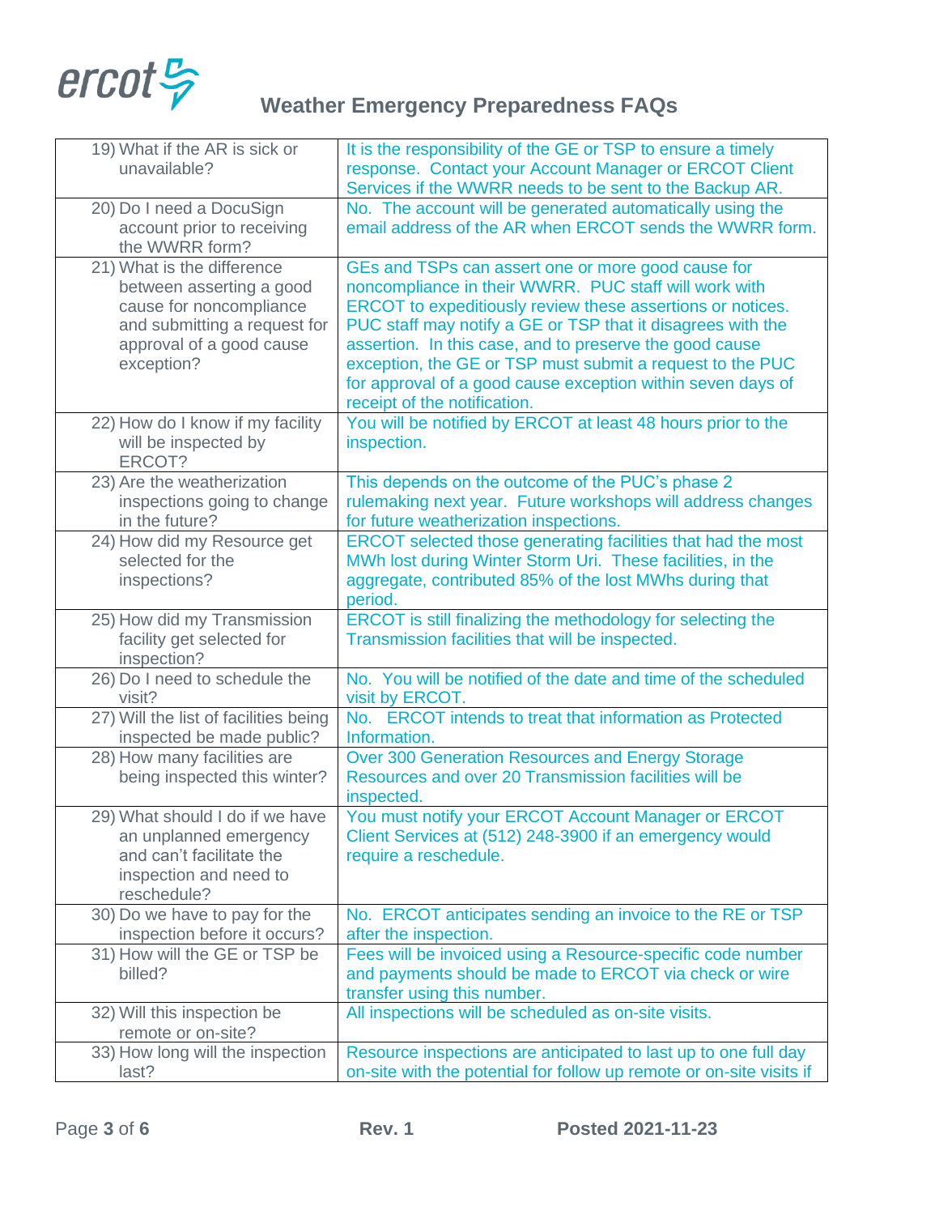| | |
|---|---|
| 19) What if the AR is sick or unavailable? | It is the responsibility of the GE or TSP to ensure a timely response. Contact your Account Manager or ERCOT Client Services if the WWRR needs to be sent to the Backup AR. |
| 20) Do I need a DocuSign account prior to receiving the WWRR form? | No. The account will be generated automatically using the email address of the AR when ERCOT sends the WWRR form. |
| 21) What is the difference between asserting a good cause for noncompliance and submitting a request for approval of a good cause exception? | GEs and TSPs can assert one or more good cause for noncompliance in their WWRR. PUC staff will work with ERCOT to expeditiously review these assertions or notices. PUC staff may notify a GE or TSP that it disagrees with the assertion. In this case, and to preserve the good cause exception, the GE or TSP must submit a request to the PUC for approval of a good cause exception within seven days of receipt of the notification. |
| 22) How do I know if my facility will be inspected by ERCOT? | You will be notified by ERCOT at least 48 hours prior to the inspection. |
| 23) Are the weatherization inspections going to change in the future? | This depends on the outcome of the PUC's phase 2 rulemaking next year. Future workshops will address changes for future weatherization inspections. |
| 24) How did my Resource get selected for the inspections? | ERCOT selected those generating facilities that had the most MWh lost during Winter Storm Uri. These facilities, in the aggregate, contributed 85% of the lost MWhs during that period. |
| 25) How did my Transmission facility get selected for inspection? | ERCOT is still finalizing the methodology for selecting the Transmission facilities that will be inspected. |
| 26) Do I need to schedule the visit? | No. You will be notified of the date and time of the scheduled visit by ERCOT. |
| 27) Will the list of facilities being inspected be made public? | No. ERCOT intends to treat that information as Protected Information. |
| 28) How many facilities are being inspected this winter? | Over 300 Generation Resources and Energy Storage Resources and over 20 Transmission facilities will be inspected. |
| 29) What should I do if we have an unplanned emergency and can't facilitate the inspection and need to reschedule? | You must notify your ERCOT Account Manager or ERCOT Client Services at (512) 248-3900 if an emergency would require a reschedule. |
| 30) Do we have to pay for the inspection before it occurs? | No. ERCOT anticipates sending an invoice to the RE or TSP after the inspection. |
| 31) How will the GE or TSP be billed? | Fees will be invoiced using a Resource-specific code number and payments should be made to ERCOT via check or wire transfer using this number. |
| 32) Will this inspection be remote or on-site? | All inspections will be scheduled as on-site visits. |
| 33) How long will the inspection last? | Resource inspections are anticipated to last up to one full day on-site with the potential for follow up remote or on-site visits if |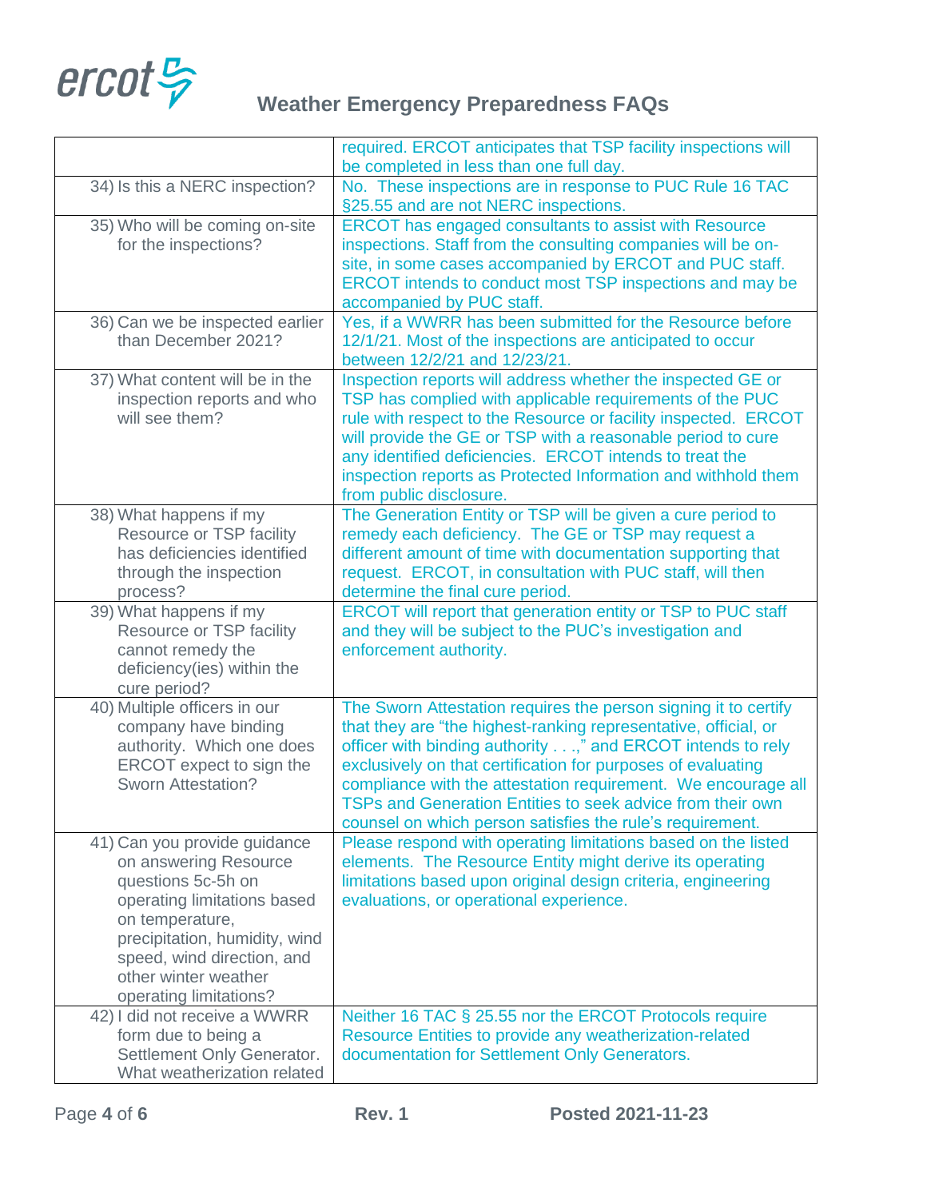| | |
|---|---|
| | required. ERCOT anticipates that TSP facility inspections will be completed in less than one full day. |
| 34) Is this a NERC inspection? | No. These inspections are in response to PUC Rule 16 TAC §25.55 and are not NERC inspections. |
| 35) Who will be coming on-site for the inspections? | ERCOT has engaged consultants to assist with Resource inspections. Staff from the consulting companies will be on-site, in some cases accompanied by ERCOT and PUC staff. ERCOT intends to conduct most TSP inspections and may be accompanied by PUC staff. |
| 36) Can we be inspected earlier than December 2021? | Yes, if a WWRR has been submitted for the Resource before 12/1/21. Most of the inspections are anticipated to occur between 12/2/21 and 12/23/21. |
| 37) What content will be in the inspection reports and who will see them? | Inspection reports will address whether the inspected GE or TSP has complied with applicable requirements of the PUC rule with respect to the Resource or facility inspected. ERCOT will provide the GE or TSP with a reasonable period to cure any identified deficiencies. ERCOT intends to treat the inspection reports as Protected Information and withhold them from public disclosure. |
| 38) What happens if my Resource or TSP facility has deficiencies identified through the inspection process? | The Generation Entity or TSP will be given a cure period to remedy each deficiency. The GE or TSP may request a different amount of time with documentation supporting that request. ERCOT, in consultation with PUC staff, will then determine the final cure period. |
| 39) What happens if my Resource or TSP facility cannot remedy the deficiency(ies) within the cure period? | ERCOT will report that generation entity or TSP to PUC staff and they will be subject to the PUC's investigation and enforcement authority. |
| 40) Multiple officers in our company have binding authority. Which one does ERCOT expect to sign the Sworn Attestation? | The Sworn Attestation requires the person signing it to certify that they are "the highest-ranking representative, official, or officer with binding authority . . .," and ERCOT intends to rely exclusively on that certification for purposes of evaluating compliance with the attestation requirement. We encourage all TSPs and Generation Entities to seek advice from their own counsel on which person satisfies the rule's requirement. |
| 41) Can you provide guidance on answering Resource questions 5c-5h on operating limitations based on temperature, precipitation, humidity, wind speed, wind direction, and other winter weather operating limitations? | Please respond with operating limitations based on the listed elements. The Resource Entity might derive its operating limitations based upon original design criteria, engineering evaluations, or operational experience. |
| 42) I did not receive a WWRR form due to being a Settlement Only Generator. What weatherization related | Neither 16 TAC § 25.55 nor the ERCOT Protocols require Resource Entities to provide any weatherization-related documentation for Settlement Only Generators. |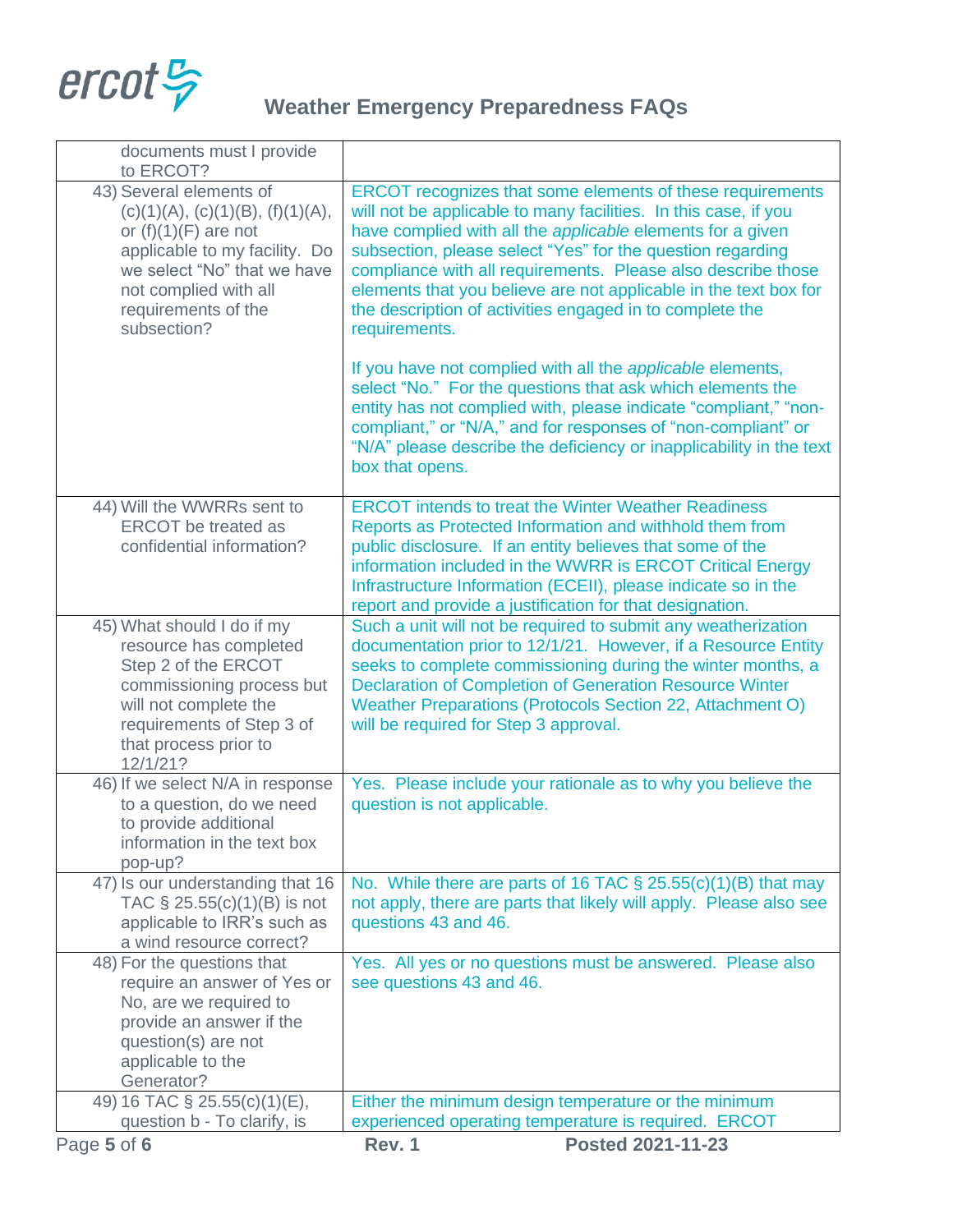| | |
|---|---|
| documents must I provide to ERCOT? | |
| 43) Several elements of (c)(1)(A), (c)(1)(B), (f)(1)(A), or (f)(1)(F) are not applicable to my facility. Do we select "No" that we have not complied with all requirements of the subsection? | ERCOT recognizes that some elements of these requirements will not be applicable to many facilities. In this case, if you have complied with all the *applicable* elements for a given subsection, please select "Yes" for the question regarding compliance with all requirements. Please also describe those elements that you believe are not applicable in the text box for the description of activities engaged in to complete the requirements.<br><br>If you have not complied with all the *applicable* elements, select "No." For the questions that ask which elements the entity has not complied with, please indicate "compliant," "non-compliant," or "N/A," and for responses of "non-compliant" or "N/A" please describe the deficiency or inapplicability in the text box that opens. |
| 44) Will the WWRRs sent to ERCOT be treated as confidential information? | ERCOT intends to treat the Winter Weather Readiness Reports as Protected Information and withhold them from public disclosure. If an entity believes that some of the information included in the WWRR is ERCOT Critical Energy Infrastructure Information (ECEII), please indicate so in the report and provide a justification for that designation. |
| 45) What should I do if my resource has completed Step 2 of the ERCOT commissioning process but will not complete the requirements of Step 3 of that process prior to 12/1/21? | Such a unit will not be required to submit any weatherization documentation prior to 12/1/21. However, if a Resource Entity seeks to complete commissioning during the winter months, a Declaration of Completion of Generation Resource Winter Weather Preparations (Protocols Section 22, Attachment O) will be required for Step 3 approval. |
| 46) If we select N/A in response to a question, do we need to provide additional information in the text box pop-up? | Yes. Please include your rationale as to why you believe the question is not applicable. |
| 47) Is our understanding that 16 TAC § 25.55(c)(1)(B) is not applicable to IRR's such as a wind resource correct? | No. While there are parts of 16 TAC § 25.55(c)(1)(B) that may not apply, there are parts that likely will apply. Please also see questions 43 and 46. |
| 48) For the questions that require an answer of Yes or No, are we required to provide an answer if the question(s) are not applicable to the Generator? | Yes. All yes or no questions must be answered. Please also see questions 43 and 46. |
| 49) 16 TAC § 25.55(c)(1)(E), question b - To clarify, is | Either the minimum design temperature or the minimum experienced operating temperature is required. ERCOT |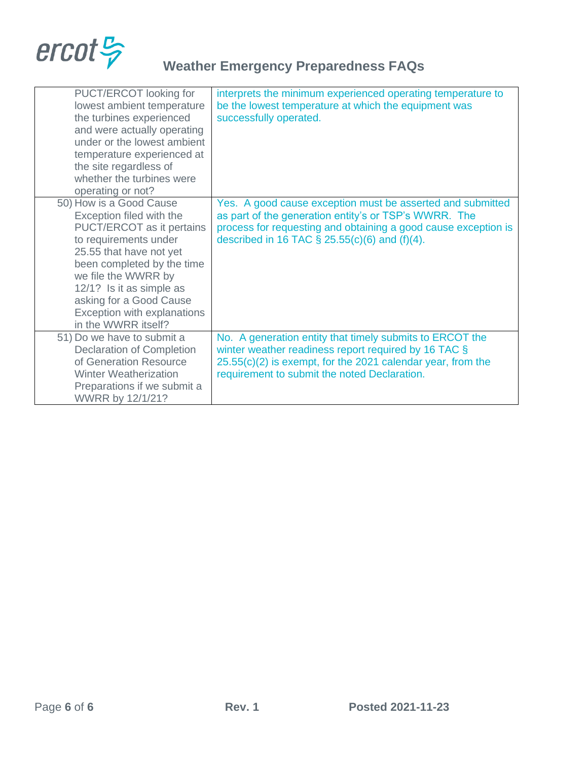| | |
|---|---|
| PUCT/ERCOT looking for lowest ambient temperature the turbines experienced and were actually operating under or the lowest ambient temperature experienced at the site regardless of whether the turbines were operating or not? | interprets the minimum experienced operating temperature to be the lowest temperature at which the equipment was successfully operated. |
| 50) How is a Good Cause Exception filed with the PUCT/ERCOT as it pertains to requirements under 25.55 that have not yet been completed by the time we file the WWRR by 12/1? Is it as simple as asking for a Good Cause Exception with explanations in the WWRR itself? | Yes. A good cause exception must be asserted and submitted as part of the generation entity's or TSP's WWRR. The process for requesting and obtaining a good cause exception is described in 16 TAC § 25.55(c)(6) and (f)(4). |
| 51) Do we have to submit a Declaration of Completion of Generation Resource Winter Weatherization Preparations if we submit a WWRR by 12/1/21? | No. A generation entity that timely submits to ERCOT the winter weather readiness report required by 16 TAC § 25.55(c)(2) is exempt, for the 2021 calendar year, from the requirement to submit the noted Declaration. |